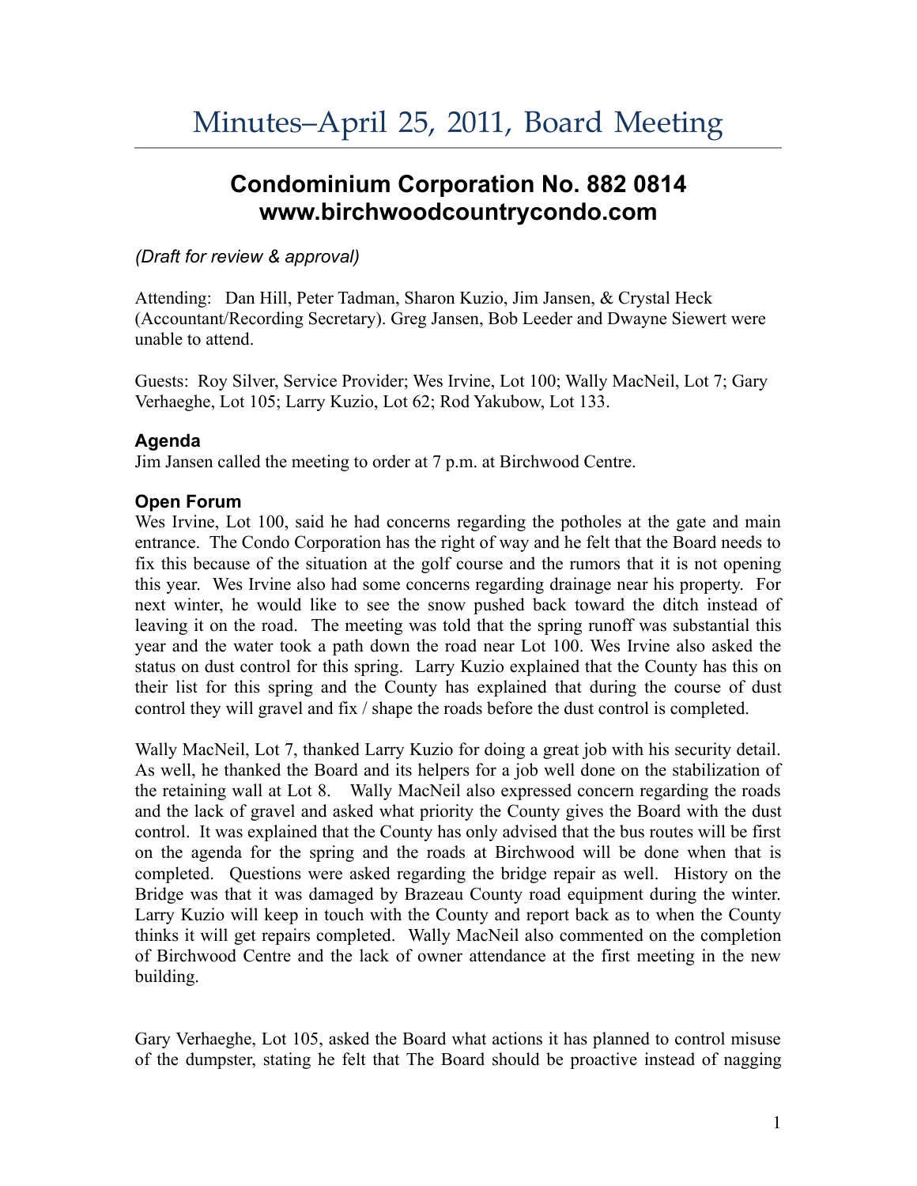# Minutes–April 25, 2011, Board Meeting

## Condominium Corporation No. 882 0814
## www.birchwoodcountrycondo.com

*(Draft for review & approval)*

Attending: Dan Hill, Peter Tadman, Sharon Kuzio, Jim Jansen, & Crystal Heck (Accountant/Recording Secretary). Greg Jansen, Bob Leeder and Dwayne Siewert were unable to attend.

Guests: Roy Silver, Service Provider; Wes Irvine, Lot 100; Wally MacNeil, Lot 7; Gary Verhaeghe, Lot 105; Larry Kuzio, Lot 62; Rod Yakubow, Lot 133.

### Agenda

Jim Jansen called the meeting to order at 7 p.m. at Birchwood Centre.

### Open Forum

Wes Irvine, Lot 100, said he had concerns regarding the potholes at the gate and main entrance. The Condo Corporation has the right of way and he felt that the Board needs to fix this because of the situation at the golf course and the rumors that it is not opening this year. Wes Irvine also had some concerns regarding drainage near his property. For next winter, he would like to see the snow pushed back toward the ditch instead of leaving it on the road. The meeting was told that the spring runoff was substantial this year and the water took a path down the road near Lot 100. Wes Irvine also asked the status on dust control for this spring. Larry Kuzio explained that the County has this on their list for this spring and the County has explained that during the course of dust control they will gravel and fix / shape the roads before the dust control is completed.

Wally MacNeil, Lot 7, thanked Larry Kuzio for doing a great job with his security detail. As well, he thanked the Board and its helpers for a job well done on the stabilization of the retaining wall at Lot 8. Wally MacNeil also expressed concern regarding the roads and the lack of gravel and asked what priority the County gives the Board with the dust control. It was explained that the County has only advised that the bus routes will be first on the agenda for the spring and the roads at Birchwood will be done when that is completed. Questions were asked regarding the bridge repair as well. History on the Bridge was that it was damaged by Brazeau County road equipment during the winter. Larry Kuzio will keep in touch with the County and report back as to when the County thinks it will get repairs completed. Wally MacNeil also commented on the completion of Birchwood Centre and the lack of owner attendance at the first meeting in the new building.

Gary Verhaeghe, Lot 105, asked the Board what actions it has planned to control misuse of the dumpster, stating he felt that The Board should be proactive instead of nagging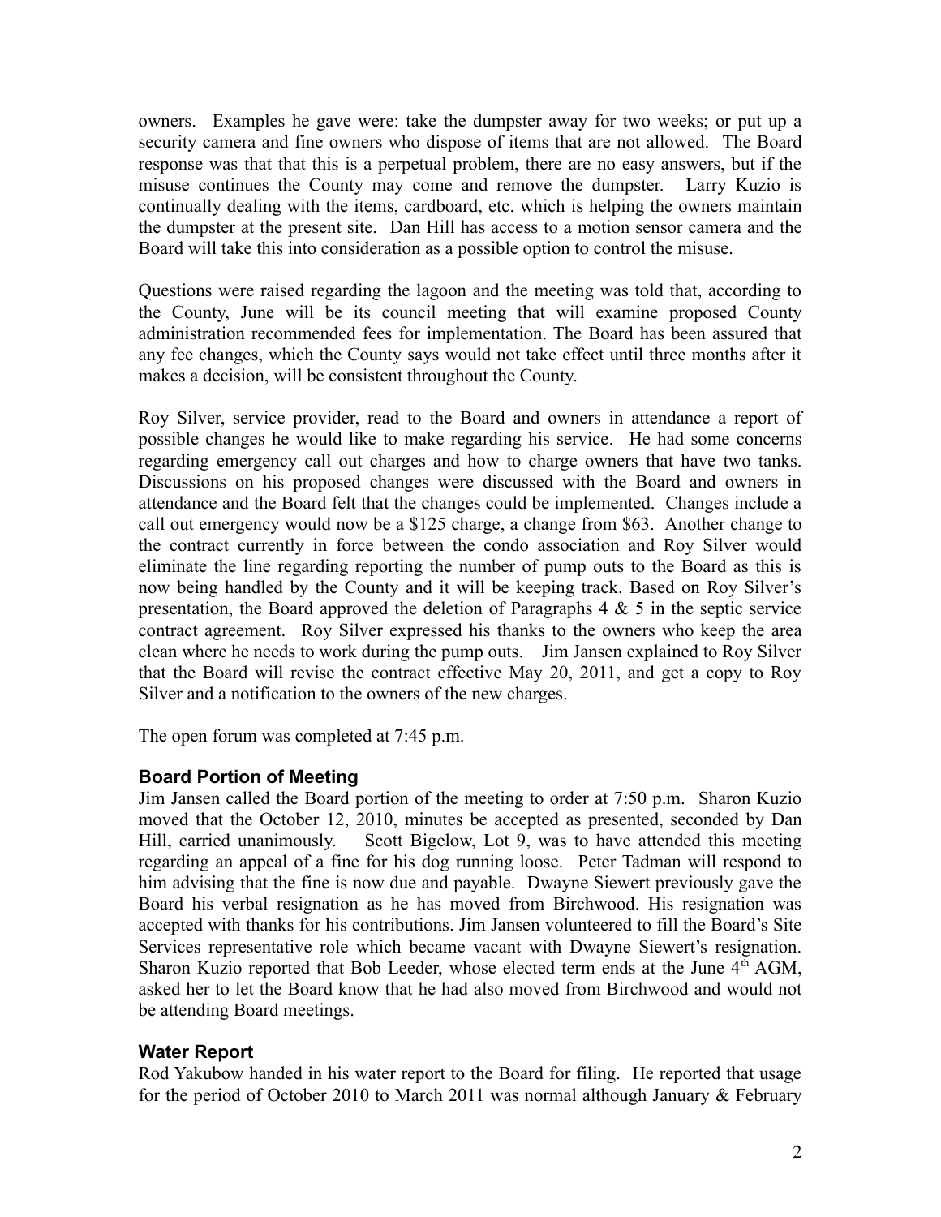owners. Examples he gave were: take the dumpster away for two weeks; or put up a security camera and fine owners who dispose of items that are not allowed. The Board response was that that this is a perpetual problem, there are no easy answers, but if the misuse continues the County may come and remove the dumpster. Larry Kuzio is continually dealing with the items, cardboard, etc. which is helping the owners maintain the dumpster at the present site. Dan Hill has access to a motion sensor camera and the Board will take this into consideration as a possible option to control the misuse.

Questions were raised regarding the lagoon and the meeting was told that, according to the County, June will be its council meeting that will examine proposed County administration recommended fees for implementation. The Board has been assured that any fee changes, which the County says would not take effect until three months after it makes a decision, will be consistent throughout the County.

Roy Silver, service provider, read to the Board and owners in attendance a report of possible changes he would like to make regarding his service. He had some concerns regarding emergency call out charges and how to charge owners that have two tanks. Discussions on his proposed changes were discussed with the Board and owners in attendance and the Board felt that the changes could be implemented. Changes include a call out emergency would now be a $125 charge, a change from $63. Another change to the contract currently in force between the condo association and Roy Silver would eliminate the line regarding reporting the number of pump outs to the Board as this is now being handled by the County and it will be keeping track. Based on Roy Silver's presentation, the Board approved the deletion of Paragraphs 4 & 5 in the septic service contract agreement. Roy Silver expressed his thanks to the owners who keep the area clean where he needs to work during the pump outs. Jim Jansen explained to Roy Silver that the Board will revise the contract effective May 20, 2011, and get a copy to Roy Silver and a notification to the owners of the new charges.

The open forum was completed at 7:45 p.m.

## Board Portion of Meeting

Jim Jansen called the Board portion of the meeting to order at 7:50 p.m. Sharon Kuzio moved that the October 12, 2010, minutes be accepted as presented, seconded by Dan Hill, carried unanimously. Scott Bigelow, Lot 9, was to have attended this meeting regarding an appeal of a fine for his dog running loose. Peter Tadman will respond to him advising that the fine is now due and payable. Dwayne Siewert previously gave the Board his verbal resignation as he has moved from Birchwood. His resignation was accepted with thanks for his contributions. Jim Jansen volunteered to fill the Board's Site Services representative role which became vacant with Dwayne Siewert's resignation. Sharon Kuzio reported that Bob Leeder, whose elected term ends at the June 4th AGM, asked her to let the Board know that he had also moved from Birchwood and would not be attending Board meetings.

## Water Report

Rod Yakubow handed in his water report to the Board for filing. He reported that usage for the period of October 2010 to March 2011 was normal although January & February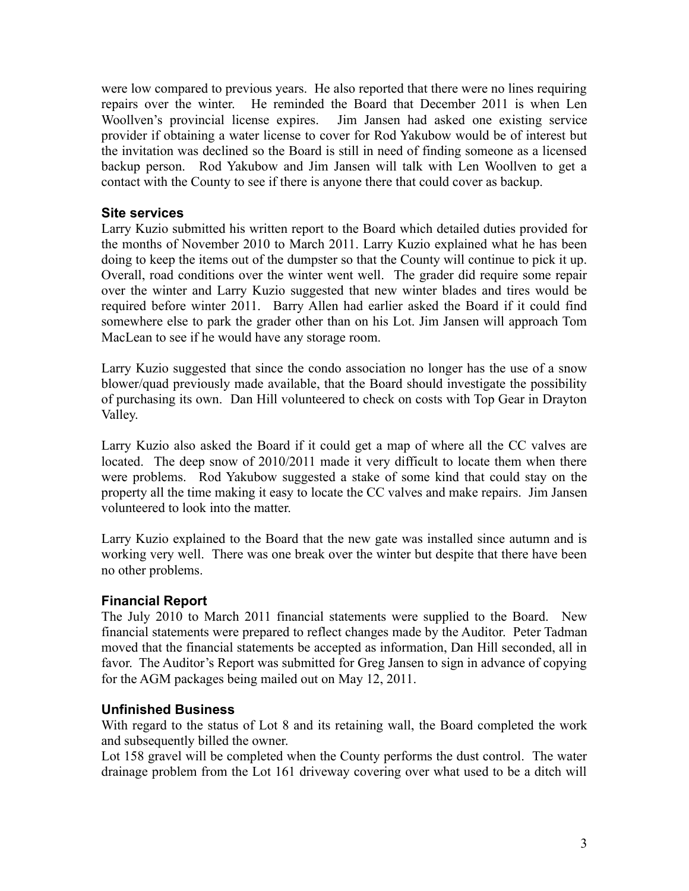were low compared to previous years. He also reported that there were no lines requiring repairs over the winter. He reminded the Board that December 2011 is when Len Woollven's provincial license expires. Jim Jansen had asked one existing service provider if obtaining a water license to cover for Rod Yakubow would be of interest but the invitation was declined so the Board is still in need of finding someone as a licensed backup person. Rod Yakubow and Jim Jansen will talk with Len Woollven to get a contact with the County to see if there is anyone there that could cover as backup.

### Site services

Larry Kuzio submitted his written report to the Board which detailed duties provided for the months of November 2010 to March 2011. Larry Kuzio explained what he has been doing to keep the items out of the dumpster so that the County will continue to pick it up. Overall, road conditions over the winter went well. The grader did require some repair over the winter and Larry Kuzio suggested that new winter blades and tires would be required before winter 2011. Barry Allen had earlier asked the Board if it could find somewhere else to park the grader other than on his Lot. Jim Jansen will approach Tom MacLean to see if he would have any storage room.

Larry Kuzio suggested that since the condo association no longer has the use of a snow blower/quad previously made available, that the Board should investigate the possibility of purchasing its own. Dan Hill volunteered to check on costs with Top Gear in Drayton Valley.

Larry Kuzio also asked the Board if it could get a map of where all the CC valves are located. The deep snow of 2010/2011 made it very difficult to locate them when there were problems. Rod Yakubow suggested a stake of some kind that could stay on the property all the time making it easy to locate the CC valves and make repairs. Jim Jansen volunteered to look into the matter.

Larry Kuzio explained to the Board that the new gate was installed since autumn and is working very well. There was one break over the winter but despite that there have been no other problems.

### Financial Report

The July 2010 to March 2011 financial statements were supplied to the Board. New financial statements were prepared to reflect changes made by the Auditor. Peter Tadman moved that the financial statements be accepted as information, Dan Hill seconded, all in favor. The Auditor's Report was submitted for Greg Jansen to sign in advance of copying for the AGM packages being mailed out on May 12, 2011.

### Unfinished Business

With regard to the status of Lot 8 and its retaining wall, the Board completed the work and subsequently billed the owner.

Lot 158 gravel will be completed when the County performs the dust control. The water drainage problem from the Lot 161 driveway covering over what used to be a ditch will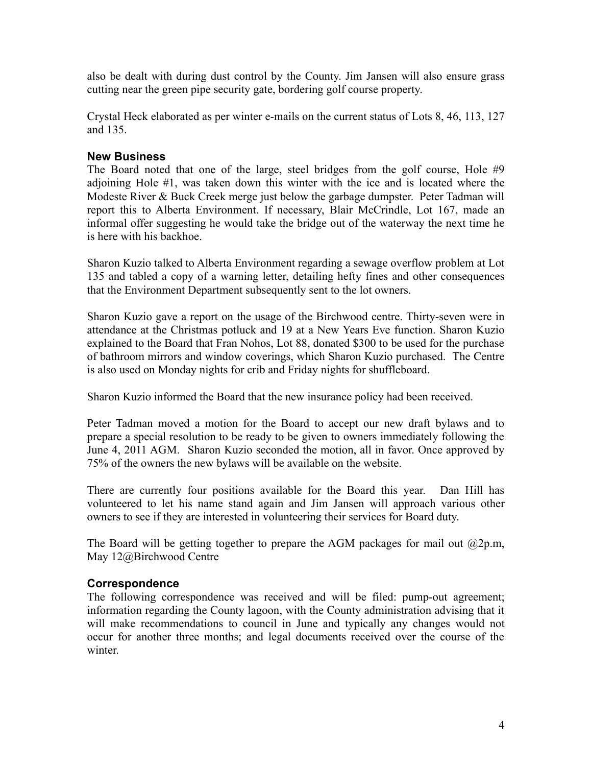also be dealt with during dust control by the County. Jim Jansen will also ensure grass cutting near the green pipe security gate, bordering golf course property.

Crystal Heck elaborated as per winter e-mails on the current status of Lots 8, 46, 113, 127 and 135.

### New Business

The Board noted that one of the large, steel bridges from the golf course, Hole #9 adjoining Hole #1, was taken down this winter with the ice and is located where the Modeste River & Buck Creek merge just below the garbage dumpster. Peter Tadman will report this to Alberta Environment. If necessary, Blair McCrindle, Lot 167, made an informal offer suggesting he would take the bridge out of the waterway the next time he is here with his backhoe.

Sharon Kuzio talked to Alberta Environment regarding a sewage overflow problem at Lot 135 and tabled a copy of a warning letter, detailing hefty fines and other consequences that the Environment Department subsequently sent to the lot owners.

Sharon Kuzio gave a report on the usage of the Birchwood centre. Thirty-seven were in attendance at the Christmas potluck and 19 at a New Years Eve function. Sharon Kuzio explained to the Board that Fran Nohos, Lot 88, donated $300 to be used for the purchase of bathroom mirrors and window coverings, which Sharon Kuzio purchased. The Centre is also used on Monday nights for crib and Friday nights for shuffleboard.

Sharon Kuzio informed the Board that the new insurance policy had been received.

Peter Tadman moved a motion for the Board to accept our new draft bylaws and to prepare a special resolution to be ready to be given to owners immediately following the June 4, 2011 AGM. Sharon Kuzio seconded the motion, all in favor. Once approved by 75% of the owners the new bylaws will be available on the website.

There are currently four positions available for the Board this year. Dan Hill has volunteered to let his name stand again and Jim Jansen will approach various other owners to see if they are interested in volunteering their services for Board duty.

The Board will be getting together to prepare the AGM packages for mail out @2p.m, May 12@Birchwood Centre

### Correspondence

The following correspondence was received and will be filed: pump-out agreement; information regarding the County lagoon, with the County administration advising that it will make recommendations to council in June and typically any changes would not occur for another three months; and legal documents received over the course of the winter.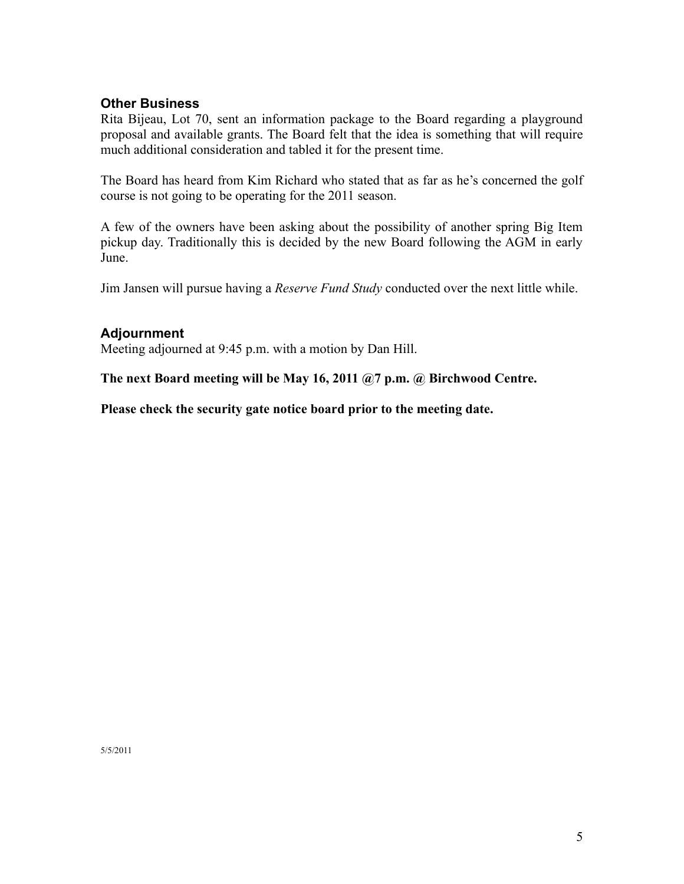## Other Business

Rita Bijeau, Lot 70, sent an information package to the Board regarding a playground proposal and available grants. The Board felt that the idea is something that will require much additional consideration and tabled it for the present time.

The Board has heard from Kim Richard who stated that as far as he's concerned the golf course is not going to be operating for the 2011 season.

A few of the owners have been asking about the possibility of another spring Big Item pickup day. Traditionally this is decided by the new Board following the AGM in early June.

Jim Jansen will pursue having a *Reserve Fund Study* conducted over the next little while.

## Adjournment

Meeting adjourned at 9:45 p.m. with a motion by Dan Hill.

**The next Board meeting will be May 16, 2011 @7 p.m. @ Birchwood Centre.**

**Please check the security gate notice board prior to the meeting date.**

5/5/2011